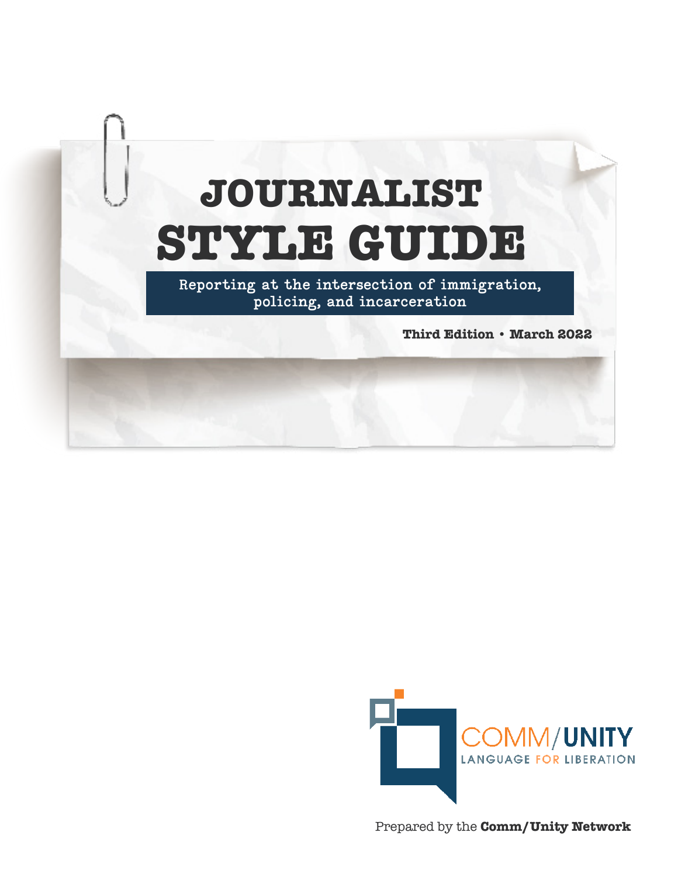# JOURNALIST STYLE GUIDE

**Reporting at the intersection of immigration, policing, and incarceration**

**Third Edition • March 2022**

COMM/UNITY
LANGUAGE FOR LIBERATION

Prepared by the **Comm/Unity Network**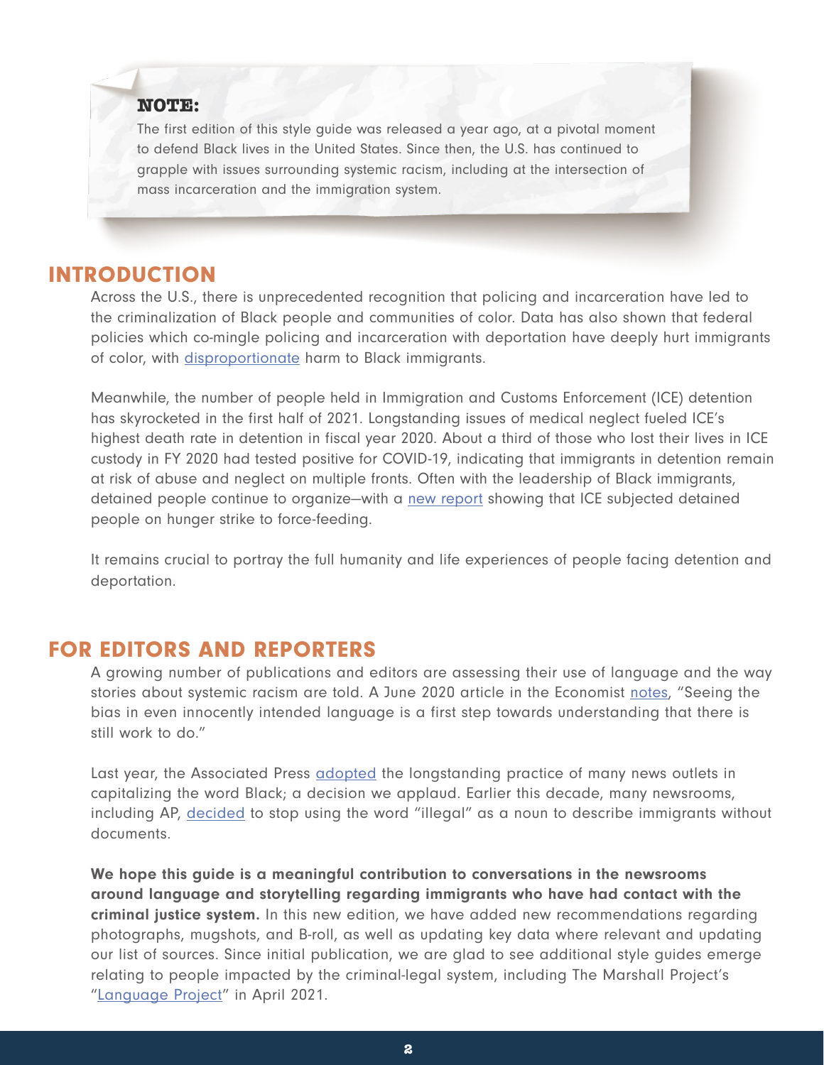**NOTE:**

The first edition of this style guide was released a year ago, at a pivotal moment to defend Black lives in the United States. Since then, the U.S. has continued to grapple with issues surrounding systemic racism, including at the intersection of mass incarceration and the immigration system.

## INTRODUCTION

Across the U.S., there is unprecedented recognition that policing and incarceration have led to the criminalization of Black people and communities of color. Data has also shown that federal policies which co-mingle policing and incarceration with deportation have deeply hurt immigrants of color, with disproportionate harm to Black immigrants.

Meanwhile, the number of people held in Immigration and Customs Enforcement (ICE) detention has skyrocketed in the first half of 2021. Longstanding issues of medical neglect fueled ICE's highest death rate in detention in fiscal year 2020. About a third of those who lost their lives in ICE custody in FY 2020 had tested positive for COVID-19, indicating that immigrants in detention remain at risk of abuse and neglect on multiple fronts. Often with the leadership of Black immigrants, detained people continue to organize—with a new report showing that ICE subjected detained people on hunger strike to force-feeding.

It remains crucial to portray the full humanity and life experiences of people facing detention and deportation.

## FOR EDITORS AND REPORTERS

A growing number of publications and editors are assessing their use of language and the way stories about systemic racism are told. A June 2020 article in the Economist notes, "Seeing the bias in even innocently intended language is a first step towards understanding that there is still work to do."

Last year, the Associated Press adopted the longstanding practice of many news outlets in capitalizing the word Black; a decision we applaud. Earlier this decade, many newsrooms, including AP, decided to stop using the word "illegal" as a noun to describe immigrants without documents.

**We hope this guide is a meaningful contribution to conversations in the newsrooms around language and storytelling regarding immigrants who have had contact with the criminal justice system.** In this new edition, we have added new recommendations regarding photographs, mugshots, and B-roll, as well as updating key data where relevant and updating our list of sources. Since initial publication, we are glad to see additional style guides emerge relating to people impacted by the criminal-legal system, including The Marshall Project's "Language Project" in April 2021.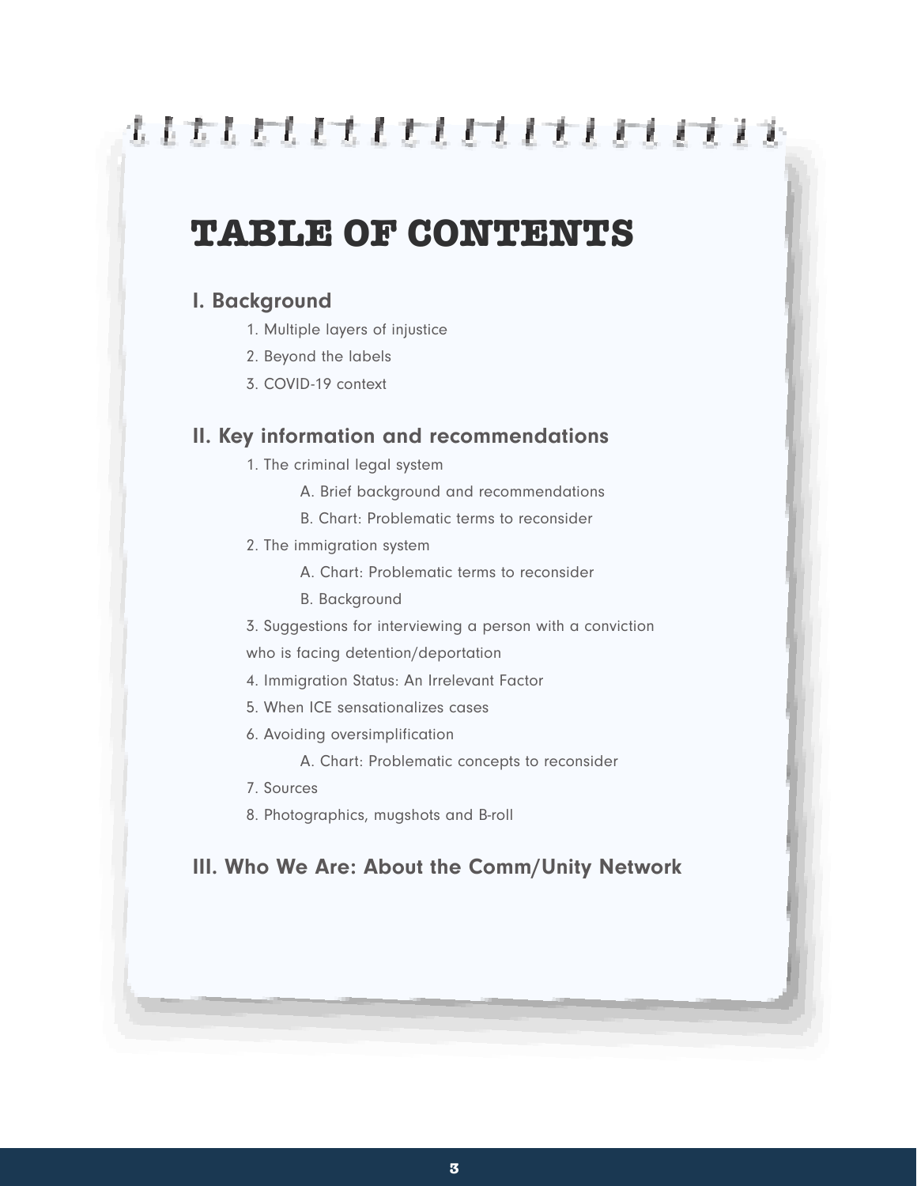# TABLE OF CONTENTS

## I. Background

1. Multiple layers of injustice
2. Beyond the labels
3. COVID-19 context

## II. Key information and recommendations

1. The criminal legal system
    - A. Brief background and recommendations
    - B. Chart: Problematic terms to reconsider
2. The immigration system
    - A. Chart: Problematic terms to reconsider
    - B. Background
3. Suggestions for interviewing a person with a conviction who is facing detention/deportation
4. Immigration Status: An Irrelevant Factor
5. When ICE sensationalizes cases
6. Avoiding oversimplification
    - A. Chart: Problematic concepts to reconsider
7. Sources
8. Photographics, mugshots and B-roll

## III. Who We Are: About the Comm/Unity Network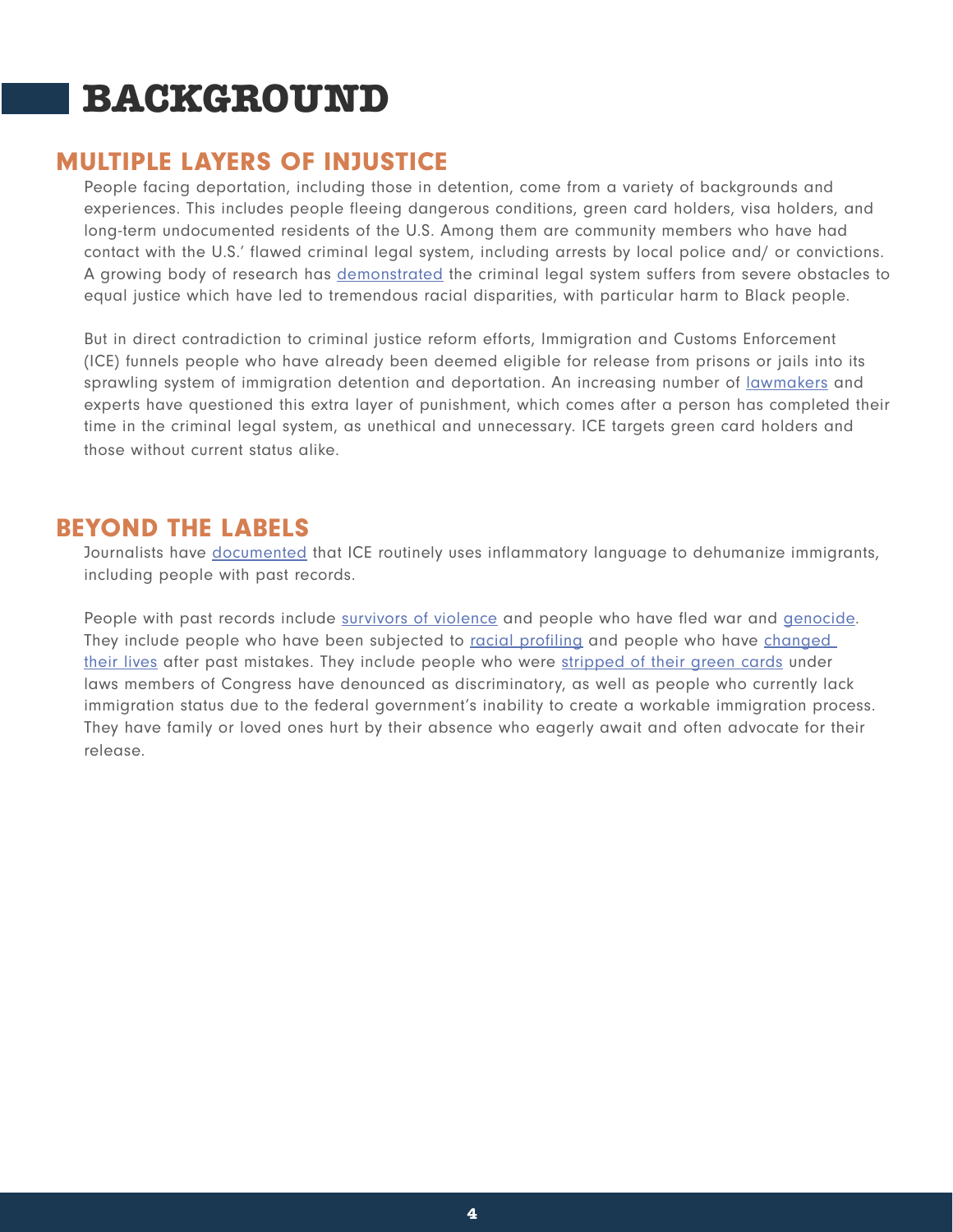# BACKGROUND

## MULTIPLE LAYERS OF INJUSTICE

People facing deportation, including those in detention, come from a variety of backgrounds and experiences. This includes people fleeing dangerous conditions, green card holders, visa holders, and long-term undocumented residents of the U.S. Among them are community members who have had contact with the U.S.' flawed criminal legal system, including arrests by local police and/ or convictions. A growing body of research has demonstrated the criminal legal system suffers from severe obstacles to equal justice which have led to tremendous racial disparities, with particular harm to Black people.

But in direct contradiction to criminal justice reform efforts, Immigration and Customs Enforcement (ICE) funnels people who have already been deemed eligible for release from prisons or jails into its sprawling system of immigration detention and deportation. An increasing number of lawmakers and experts have questioned this extra layer of punishment, which comes after a person has completed their time in the criminal legal system, as unethical and unnecessary. ICE targets green card holders and those without current status alike.

## BEYOND THE LABELS

Journalists have documented that ICE routinely uses inflammatory language to dehumanize immigrants, including people with past records.

People with past records include survivors of violence and people who have fled war and genocide. They include people who have been subjected to racial profiling and people who have changed their lives after past mistakes. They include people who were stripped of their green cards under laws members of Congress have denounced as discriminatory, as well as people who currently lack immigration status due to the federal government's inability to create a workable immigration process. They have family or loved ones hurt by their absence who eagerly await and often advocate for their release.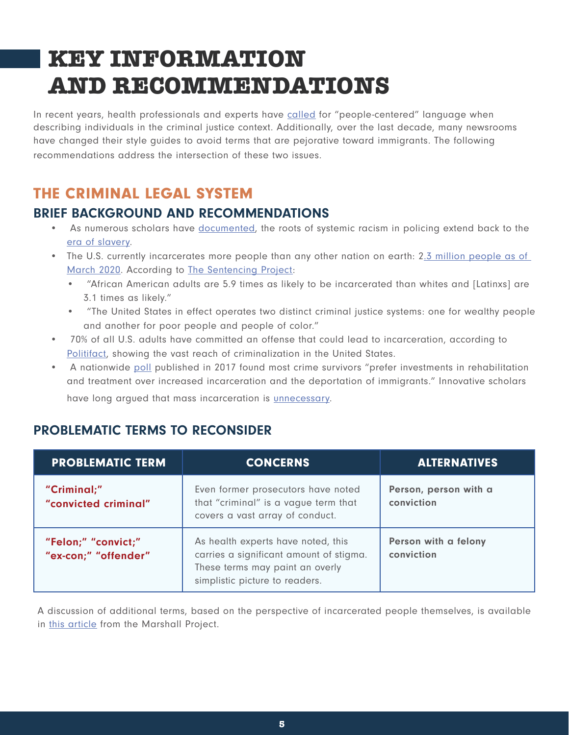# KEY INFORMATION AND RECOMMENDATIONS

In recent years, health professionals and experts have called for "people-centered" language when describing individuals in the criminal justice context. Additionally, over the last decade, many newsrooms have changed their style guides to avoid terms that are pejorative toward immigrants. The following recommendations address the intersection of these two issues.

## THE CRIMINAL LEGAL SYSTEM

### BRIEF BACKGROUND AND RECOMMENDATIONS

- As numerous scholars have documented, the roots of systemic racism in policing extend back to the era of slavery.
- The U.S. currently incarcerates more people than any other nation on earth: 2.3 million people as of March 2020. According to The Sentencing Project:
  - "African American adults are 5.9 times as likely to be incarcerated than whites and [Latinxs] are 3.1 times as likely."
  - "The United States in effect operates two distinct criminal justice systems: one for wealthy people and another for poor people and people of color."
- 70% of all U.S. adults have committed an offense that could lead to incarceration, according to Politifact, showing the vast reach of criminalization in the United States.
- A nationwide poll published in 2017 found most crime survivors "prefer investments in rehabilitation and treatment over increased incarceration and the deportation of immigrants." Innovative scholars have long argued that mass incarceration is unnecessary.

### PROBLEMATIC TERMS TO RECONSIDER

| PROBLEMATIC TERM | CONCERNS | ALTERNATIVES |
|---|---|---|
| **"Criminal;" "convicted criminal"** | Even former prosecutors have noted that "criminal" is a vague term that covers a vast array of conduct. | **Person, person with a conviction** |
| **"Felon;" "convict;" "ex-con;" "offender"** | As health experts have noted, this carries a significant amount of stigma. These terms may paint an overly simplistic picture to readers. | **Person with a felony conviction** |

A discussion of additional terms, based on the perspective of incarcerated people themselves, is available in this article from the Marshall Project.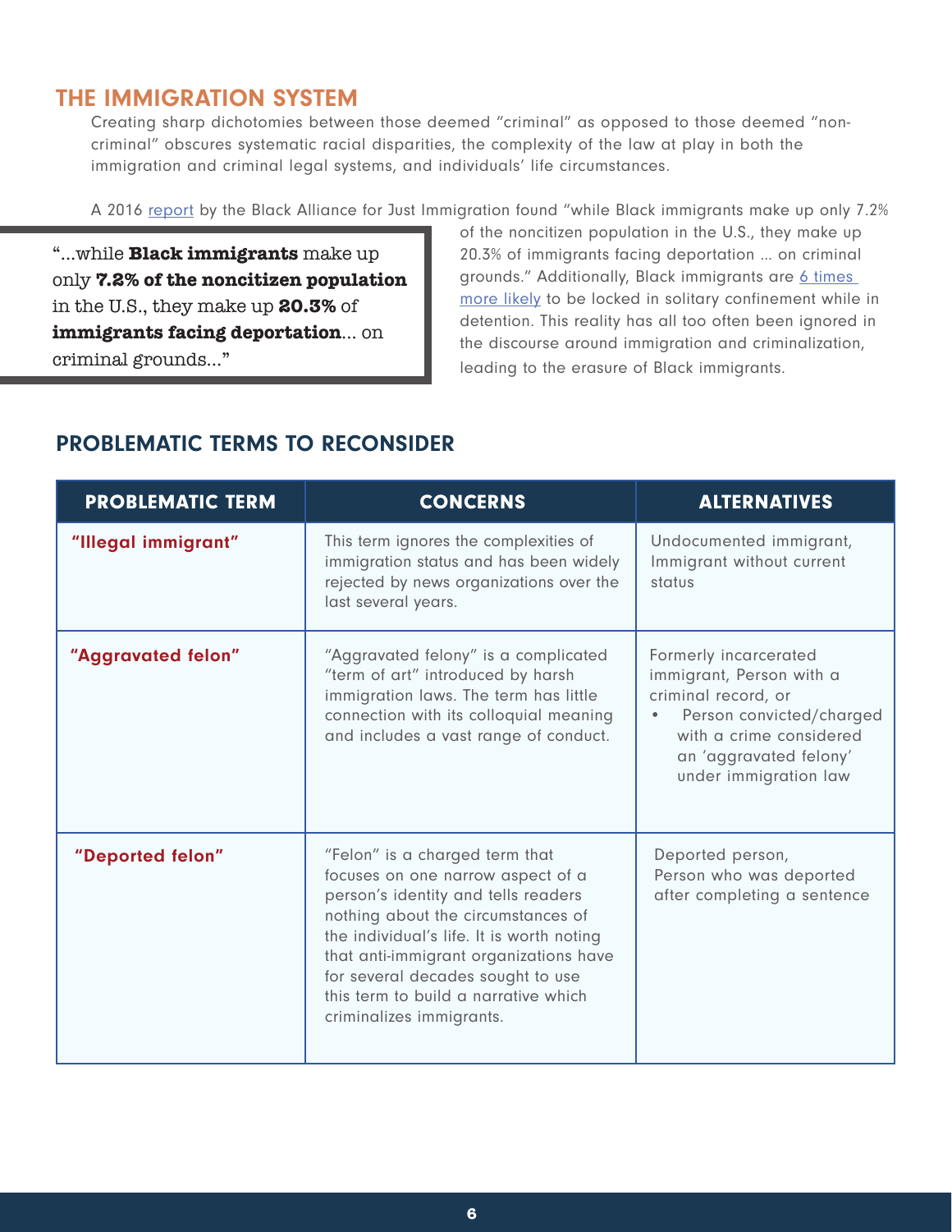## THE IMMIGRATION SYSTEM

Creating sharp dichotomies between those deemed "criminal" as opposed to those deemed "non-criminal" obscures systematic racial disparities, the complexity of the law at play in both the immigration and criminal legal systems, and individuals' life circumstances.

A 2016 report by the Black Alliance for Just Immigration found "while Black immigrants make up only 7.2% of the noncitizen population in the U.S., they make up 20.3% of immigrants facing deportation ... on criminal grounds." Additionally, Black immigrants are 6 times more likely to be locked in solitary confinement while in detention. This reality has all too often been ignored in the discourse around immigration and criminalization, leading to the erasure of Black immigrants.

> "...while **Black immigrants** make up only **7.2% of the noncitizen population** in the U.S., they make up **20.3%** of **immigrants facing deportation**... on criminal grounds..."

## PROBLEMATIC TERMS TO RECONSIDER

| PROBLEMATIC TERM | CONCERNS | ALTERNATIVES |
| --- | --- | --- |
| **"Illegal immigrant"** | This term ignores the complexities of immigration status and has been widely rejected by news organizations over the last several years. | Undocumented immigrant, Immigrant without current status |
| **"Aggravated felon"** | "Aggravated felony" is a complicated "term of art" introduced by harsh immigration laws. The term has little connection with its colloquial meaning and includes a vast range of conduct. | Formerly incarcerated immigrant, Person with a criminal record, or<br>• Person convicted/charged with a crime considered an 'aggravated felony' under immigration law |
| **"Deported felon"** | "Felon" is a charged term that focuses on one narrow aspect of a person's identity and tells readers nothing about the circumstances of the individual's life. It is worth noting that anti-immigrant organizations have for several decades sought to use this term to build a narrative which criminalizes immigrants. | Deported person, Person who was deported after completing a sentence |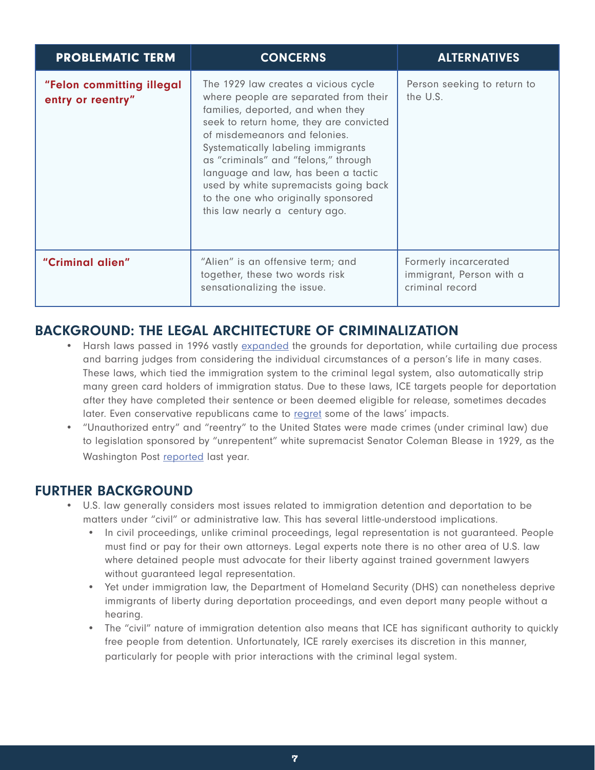| PROBLEMATIC TERM | CONCERNS | ALTERNATIVES |
|---|---|---|
| **"Felon committing illegal entry or reentry"** | The 1929 law creates a vicious cycle where people are separated from their families, deported, and when they seek to return home, they are convicted of misdemeanors and felonies. Systematically labeling immigrants as "criminals" and "felons," through language and law, has been a tactic used by white supremacists going back to the one who originally sponsored this law nearly a century ago. | Person seeking to return to the U.S. |
| **"Criminal alien"** | "Alien" is an offensive term; and together, these two words risk sensationalizing the issue. | Formerly incarcerated immigrant, Person with a criminal record |

## BACKGROUND: THE LEGAL ARCHITECTURE OF CRIMINALIZATION

- Harsh laws passed in 1996 vastly expanded the grounds for deportation, while curtailing due process and barring judges from considering the individual circumstances of a person's life in many cases. These laws, which tied the immigration system to the criminal legal system, also automatically strip many green card holders of immigration status. Due to these laws, ICE targets people for deportation after they have completed their sentence or been deemed eligible for release, sometimes decades later. Even conservative republicans came to regret some of the laws' impacts.
- "Unauthorized entry" and "reentry" to the United States were made crimes (under criminal law) due to legislation sponsored by "unrepentent" white supremacist Senator Coleman Blease in 1929, as the Washington Post reported last year.

## FURTHER BACKGROUND

- U.S. law generally considers most issues related to immigration detention and deportation to be matters under "civil" or administrative law. This has several little-understood implications.
  - In civil proceedings, unlike criminal proceedings, legal representation is not guaranteed. People must find or pay for their own attorneys. Legal experts note there is no other area of U.S. law where detained people must advocate for their liberty against trained government lawyers without guaranteed legal representation.
  - Yet under immigration law, the Department of Homeland Security (DHS) can nonetheless deprive immigrants of liberty during deportation proceedings, and even deport many people without a hearing.
  - The "civil" nature of immigration detention also means that ICE has significant authority to quickly free people from detention. Unfortunately, ICE rarely exercises its discretion in this manner, particularly for people with prior interactions with the criminal legal system.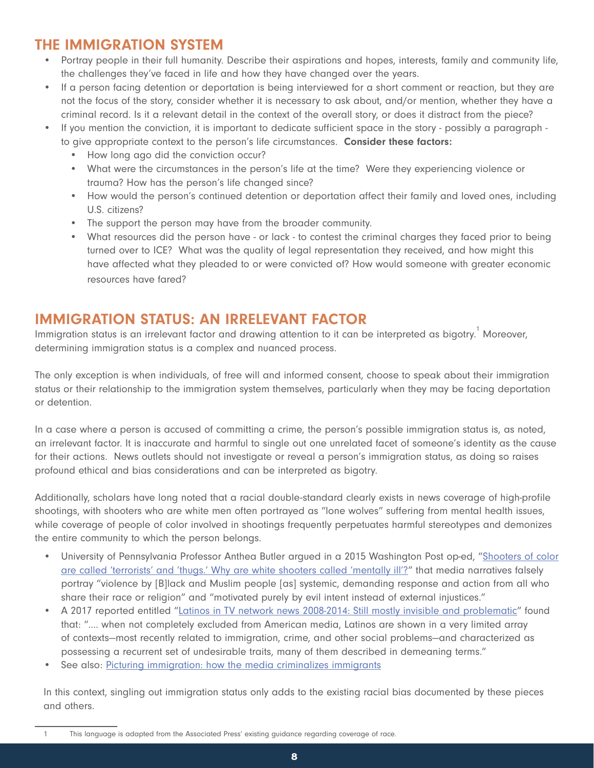## THE IMMIGRATION SYSTEM

- Portray people in their full humanity. Describe their aspirations and hopes, interests, family and community life, the challenges they've faced in life and how they have changed over the years.
- If a person facing detention or deportation is being interviewed for a short comment or reaction, but they are not the focus of the story, consider whether it is necessary to ask about, and/or mention, whether they have a criminal record. Is it a relevant detail in the context of the overall story, or does it distract from the piece?
- If you mention the conviction, it is important to dedicate sufficient space in the story - possibly a paragraph - to give appropriate context to the person's life circumstances. **Consider these factors:**
    - How long ago did the conviction occur?
    - What were the circumstances in the person's life at the time? Were they experiencing violence or trauma? How has the person's life changed since?
    - How would the person's continued detention or deportation affect their family and loved ones, including U.S. citizens?
    - The support the person may have from the broader community.
    - What resources did the person have - or lack - to contest the criminal charges they faced prior to being turned over to ICE? What was the quality of legal representation they received, and how might this have affected what they pleaded to or were convicted of? How would someone with greater economic resources have fared?

## IMMIGRATION STATUS: AN IRRELEVANT FACTOR

Immigration status is an irrelevant factor and drawing attention to it can be interpreted as bigotry.[1] Moreover, determining immigration status is a complex and nuanced process.

The only exception is when individuals, of free will and informed consent, choose to speak about their immigration status or their relationship to the immigration system themselves, particularly when they may be facing deportation or detention.

In a case where a person is accused of committing a crime, the person's possible immigration status is, as noted, an irrelevant factor. It is inaccurate and harmful to single out one unrelated facet of someone's identity as the cause for their actions. News outlets should not investigate or reveal a person's immigration status, as doing so raises profound ethical and bias considerations and can be interpreted as bigotry.

Additionally, scholars have long noted that a racial double-standard clearly exists in news coverage of high-profile shootings, with shooters who are white men often portrayed as "lone wolves" suffering from mental health issues, while coverage of people of color involved in shootings frequently perpetuates harmful stereotypes and demonizes the entire community to which the person belongs.

- University of Pennsylvania Professor Anthea Butler argued in a 2015 Washington Post op-ed, "Shooters of color are called 'terrorists' and 'thugs.' Why are white shooters called 'mentally ill'?" that media narratives falsely portray "violence by [B]lack and Muslim people [as] systemic, demanding response and action from all who share their race or religion" and "motivated purely by evil intent instead of external injustices."
- A 2017 reported entitled "Latinos in TV network news 2008-2014: Still mostly invisible and problematic" found that: ".... when not completely excluded from American media, Latinos are shown in a very limited array of contexts—most recently related to immigration, crime, and other social problems—and characterized as possessing a recurrent set of undesirable traits, many of them described in demeaning terms."
- See also: Picturing immigration: how the media criminalizes immigrants

In this context, singling out immigration status only adds to the existing racial bias documented by these pieces and others.

---

1 This language is adapted from the Associated Press' existing guidance regarding coverage of race.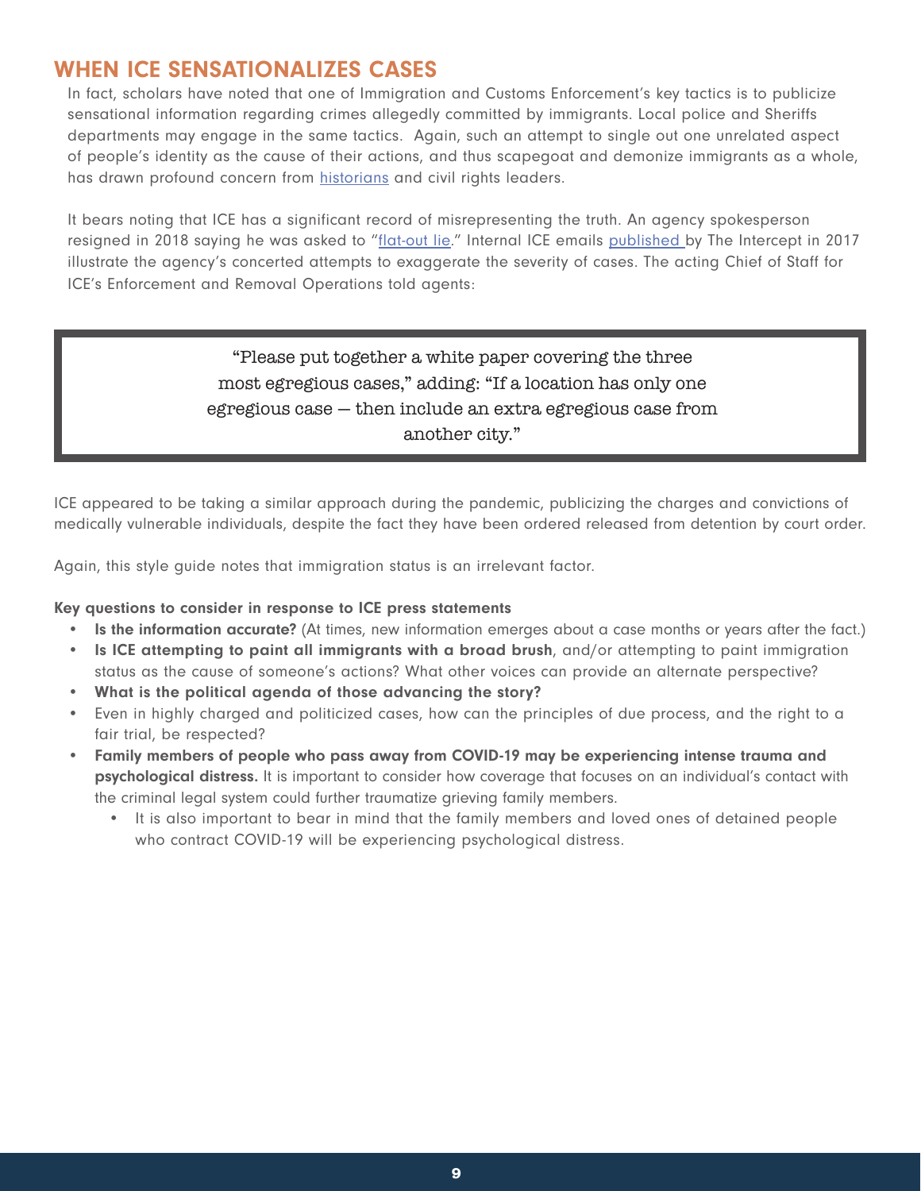## WHEN ICE SENSATIONALIZES CASES

In fact, scholars have noted that one of Immigration and Customs Enforcement's key tactics is to publicize sensational information regarding crimes allegedly committed by immigrants. Local police and Sheriffs departments may engage in the same tactics. Again, such an attempt to single out one unrelated aspect of people's identity as the cause of their actions, and thus scapegoat and demonize immigrants as a whole, has drawn profound concern from historians and civil rights leaders.

It bears noting that ICE has a significant record of misrepresenting the truth. An agency spokesperson resigned in 2018 saying he was asked to "flat-out lie." Internal ICE emails published by The Intercept in 2017 illustrate the agency's concerted attempts to exaggerate the severity of cases. The acting Chief of Staff for ICE's Enforcement and Removal Operations told agents:

> "Please put together a white paper covering the three most egregious cases," adding: "If a location has only one egregious case — then include an extra egregious case from another city."

ICE appeared to be taking a similar approach during the pandemic, publicizing the charges and convictions of medically vulnerable individuals, despite the fact they have been ordered released from detention by court order.

Again, this style guide notes that immigration status is an irrelevant factor.

**Key questions to consider in response to ICE press statements**

- **Is the information accurate?** (At times, new information emerges about a case months or years after the fact.)
- **Is ICE attempting to paint all immigrants with a broad brush**, and/or attempting to paint immigration status as the cause of someone's actions? What other voices can provide an alternate perspective?
- **What is the political agenda of those advancing the story?**
- Even in highly charged and politicized cases, how can the principles of due process, and the right to a fair trial, be respected?
- **Family members of people who pass away from COVID-19 may be experiencing intense trauma and psychological distress.** It is important to consider how coverage that focuses on an individual's contact with the criminal legal system could further traumatize grieving family members.
  - It is also important to bear in mind that the family members and loved ones of detained people who contract COVID-19 will be experiencing psychological distress.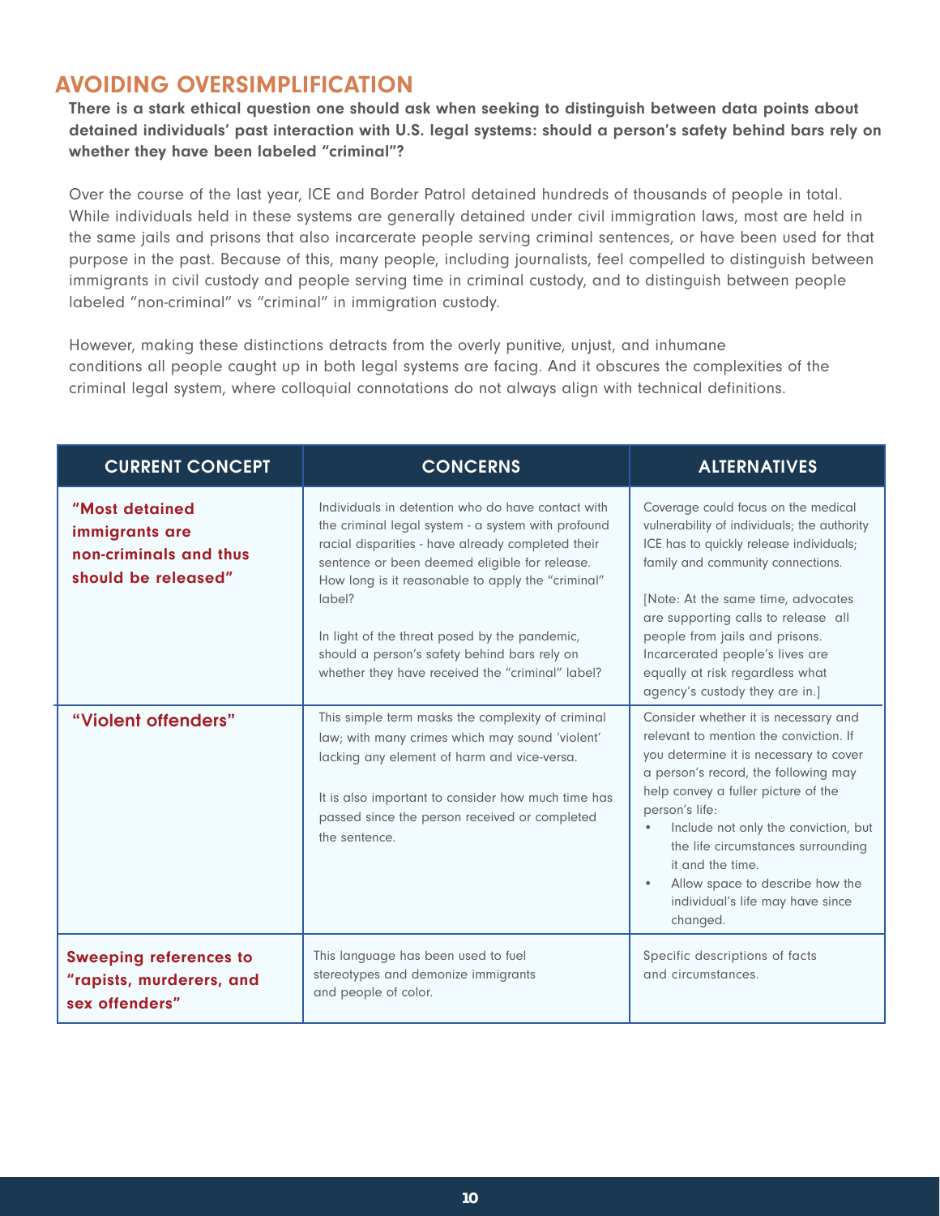## AVOIDING OVERSIMPLIFICATION

**There is a stark ethical question one should ask when seeking to distinguish between data points about detained individuals' past interaction with U.S. legal systems: should a person's safety behind bars rely on whether they have been labeled "criminal"?**

Over the course of the last year, ICE and Border Patrol detained hundreds of thousands of people in total. While individuals held in these systems are generally detained under civil immigration laws, most are held in the same jails and prisons that also incarcerate people serving criminal sentences, or have been used for that purpose in the past. Because of this, many people, including journalists, feel compelled to distinguish between immigrants in civil custody and people serving time in criminal custody, and to distinguish between people labeled "non-criminal" vs "criminal" in immigration custody.

However, making these distinctions detracts from the overly punitive, unjust, and inhumane conditions all people caught up in both legal systems are facing. And it obscures the complexities of the criminal legal system, where colloquial connotations do not always align with technical definitions.

| CURRENT CONCEPT | CONCERNS | ALTERNATIVES |
|---|---|---|
| **"Most detained immigrants are non-criminals and thus should be released"** | Individuals in detention who do have contact with the criminal legal system - a system with profound racial disparities - have already completed their sentence or been deemed eligible for release. How long is it reasonable to apply the "criminal" label?<br><br>In light of the threat posed by the pandemic, should a person's safety behind bars rely on whether they have received the "criminal" label? | Coverage could focus on the medical vulnerability of individuals; the authority ICE has to quickly release individuals; family and community connections.<br><br>[Note: At the same time, advocates are supporting calls to release all people from jails and prisons. Incarcerated people's lives are equally at risk regardless what agency's custody they are in.] |
| **"Violent offenders"** | This simple term masks the complexity of criminal law; with many crimes which may sound 'violent' lacking any element of harm and vice-versa.<br><br>It is also important to consider how much time has passed since the person received or completed the sentence. | Consider whether it is necessary and relevant to mention the conviction. If you determine it is necessary to cover a person's record, the following may help convey a fuller picture of the person's life:<br>• Include not only the conviction, but the life circumstances surrounding it and the time.<br>• Allow space to describe how the individual's life may have since changed. |
| **Sweeping references to "rapists, murderers, and sex offenders"** | This language has been used to fuel stereotypes and demonize immigrants and people of color. | Specific descriptions of facts and circumstances. |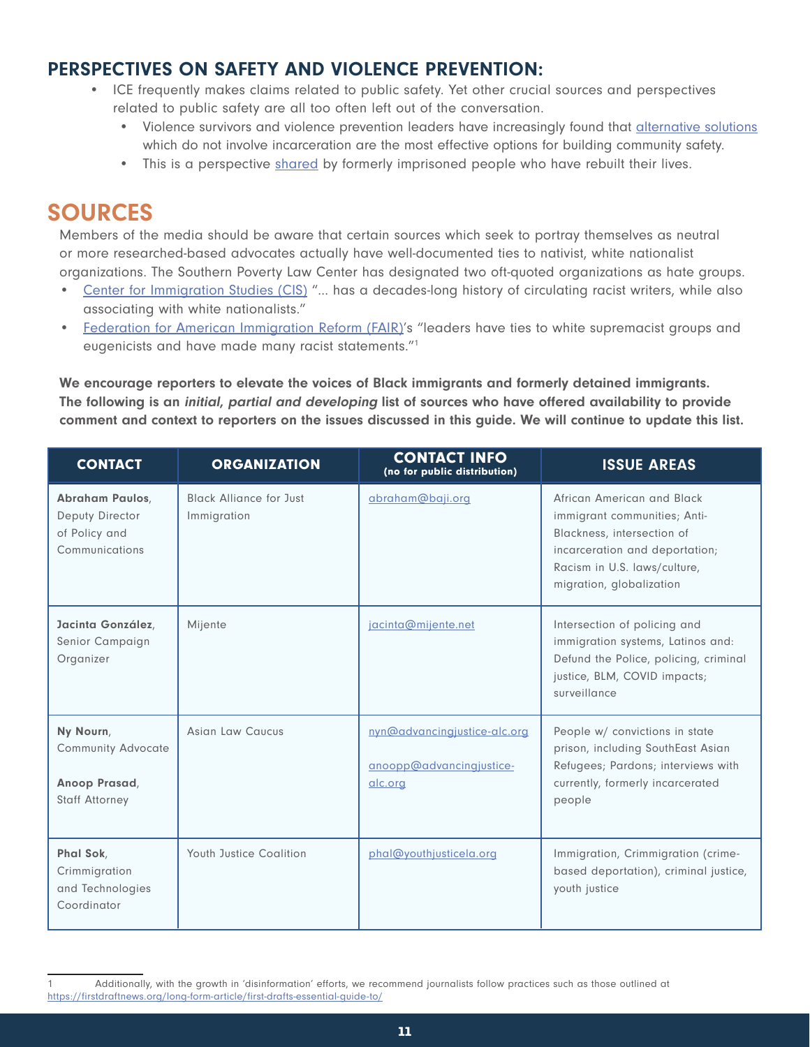## PERSPECTIVES ON SAFETY AND VIOLENCE PREVENTION:

- ICE frequently makes claims related to public safety. Yet other crucial sources and perspectives related to public safety are all too often left out of the conversation.
  - Violence survivors and violence prevention leaders have increasingly found that alternative solutions which do not involve incarceration are the most effective options for building community safety.
  - This is a perspective shared by formerly imprisoned people who have rebuilt their lives.

# SOURCES

Members of the media should be aware that certain sources which seek to portray themselves as neutral or more researched-based advocates actually have well-documented ties to nativist, white nationalist organizations. The Southern Poverty Law Center has designated two oft-quoted organizations as hate groups.

- Center for Immigration Studies (CIS) "... has a decades-long history of circulating racist writers, while also associating with white nationalists."
- Federation for American Immigration Reform (FAIR)'s "leaders have ties to white supremacist groups and eugenicists and have made many racist statements."[1]

**We encourage reporters to elevate the voices of Black immigrants and formerly detained immigrants. The following is an *initial, partial and developing* list of sources who have offered availability to provide comment and context to reporters on the issues discussed in this guide. We will continue to update this list.**

| CONTACT | ORGANIZATION | CONTACT INFO (no for public distribution) | ISSUE AREAS |
|---|---|---|---|
| **Abraham Paulos**, Deputy Director of Policy and Communications | Black Alliance for Just Immigration | abraham@baji.org | African American and Black immigrant communities; Anti-Blackness, intersection of incarceration and deportation; Racism in U.S. laws/culture, migration, globalization |
| **Jacinta González**, Senior Campaign Organizer | Mijente | jacinta@mijente.net | Intersection of policing and immigration systems, Latinos and: Defund the Police, policing, criminal justice, BLM, COVID impacts; surveillance |
| **Ny Nourn**, Community Advocate<br><br>**Anoop Prasad**, Staff Attorney | Asian Law Caucus | nyn@advancingjustice-alc.org<br><br>anoopp@advancingjustice-alc.org | People w/ convictions in state prison, including SouthEast Asian Refugees; Pardons; interviews with currently, formerly incarcerated people |
| **Phal Sok**, Crimmigration and Technologies Coordinator | Youth Justice Coalition | phal@youthjusticela.org | Immigration, Crimmigration (crime-based deportation), criminal justice, youth justice |

[1] Additionally, with the growth in 'disinformation' efforts, we recommend journalists follow practices such as those outlined at https://firstdraftnews.org/long-form-article/first-drafts-essential-guide-to/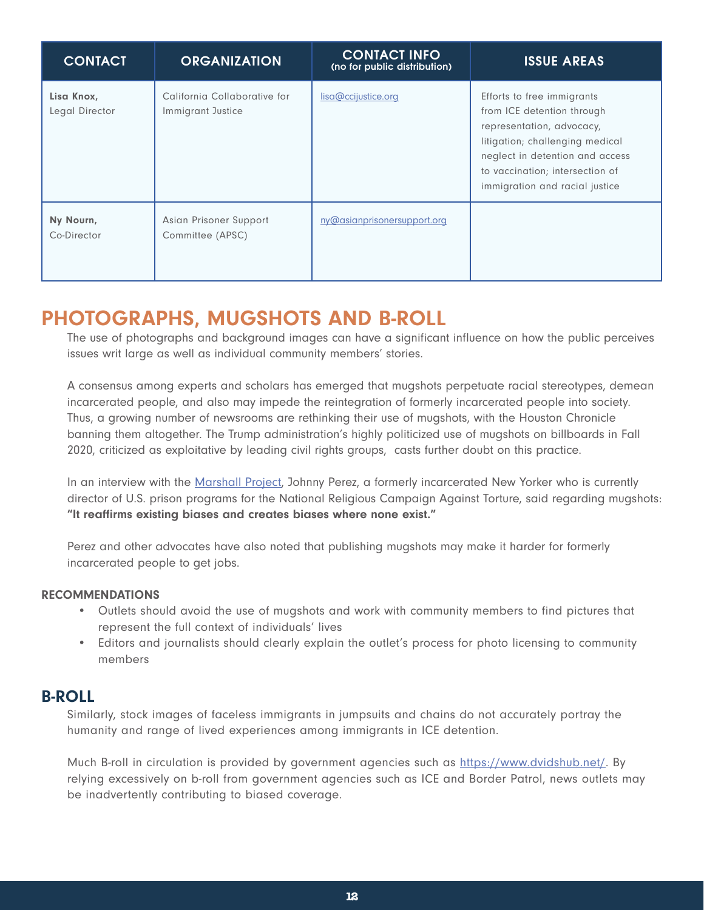| CONTACT | ORGANIZATION | CONTACT INFO (no for public distribution) | ISSUE AREAS |
|---|---|---|---|
| **Lisa Knox,** Legal Director | California Collaborative for Immigrant Justice | [lisa@ccijustice.org](mailto:lisa@ccijustice.org) | Efforts to free immigrants from ICE detention through representation, advocacy, litigation; challenging medical neglect in detention and access to vaccination; intersection of immigration and racial justice |
| **Ny Nourn,** Co-Director | Asian Prisoner Support Committee (APSC) | [ny@asianprisonersupport.org](mailto:ny@asianprisonersupport.org) | |

## PHOTOGRAPHS, MUGSHOTS AND B-ROLL

The use of photographs and background images can have a significant influence on how the public perceives issues writ large as well as individual community members' stories.

A consensus among experts and scholars has emerged that mugshots perpetuate racial stereotypes, demean incarcerated people, and also may impede the reintegration of formerly incarcerated people into society. Thus, a growing number of newsrooms are rethinking their use of mugshots, with the Houston Chronicle banning them altogether. The Trump administration's highly politicized use of mugshots on billboards in Fall 2020, criticized as exploitative by leading civil rights groups, casts further doubt on this practice.

In an interview with the [Marshall Project](), Johnny Perez, a formerly incarcerated New Yorker who is currently director of U.S. prison programs for the National Religious Campaign Against Torture, said regarding mugshots: **"It reaffirms existing biases and creates biases where none exist."**

Perez and other advocates have also noted that publishing mugshots may make it harder for formerly incarcerated people to get jobs.

#### RECOMMENDATIONS

- Outlets should avoid the use of mugshots and work with community members to find pictures that represent the full context of individuals' lives
- Editors and journalists should clearly explain the outlet's process for photo licensing to community members

### B-ROLL

Similarly, stock images of faceless immigrants in jumpsuits and chains do not accurately portray the humanity and range of lived experiences among immigrants in ICE detention.

Much B-roll in circulation is provided by government agencies such as [https://www.dvidshub.net/](https://www.dvidshub.net/). By relying excessively on b-roll from government agencies such as ICE and Border Patrol, news outlets may be inadvertently contributing to biased coverage.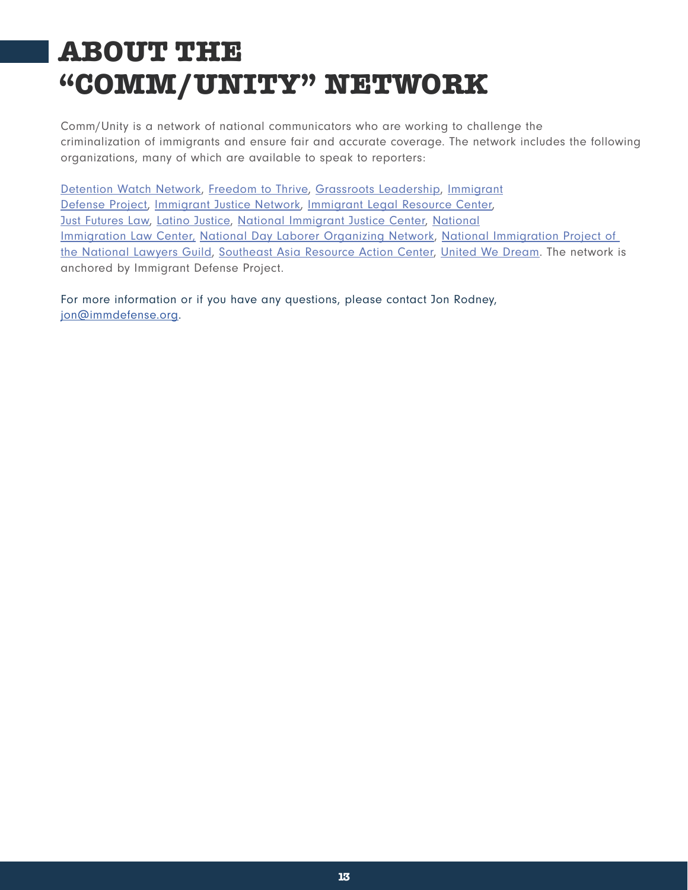# ABOUT THE "COMM/UNITY" NETWORK

Comm/Unity is a network of national communicators who are working to challenge the criminalization of immigrants and ensure fair and accurate coverage. The network includes the following organizations, many of which are available to speak to reporters:

Detention Watch Network, Freedom to Thrive, Grassroots Leadership, Immigrant Defense Project, Immigrant Justice Network, Immigrant Legal Resource Center, Just Futures Law, Latino Justice, National Immigrant Justice Center, National Immigration Law Center, National Day Laborer Organizing Network, National Immigration Project of the National Lawyers Guild, Southeast Asia Resource Action Center, United We Dream. The network is anchored by Immigrant Defense Project.

For more information or if you have any questions, please contact Jon Rodney, jon@immdefense.org.